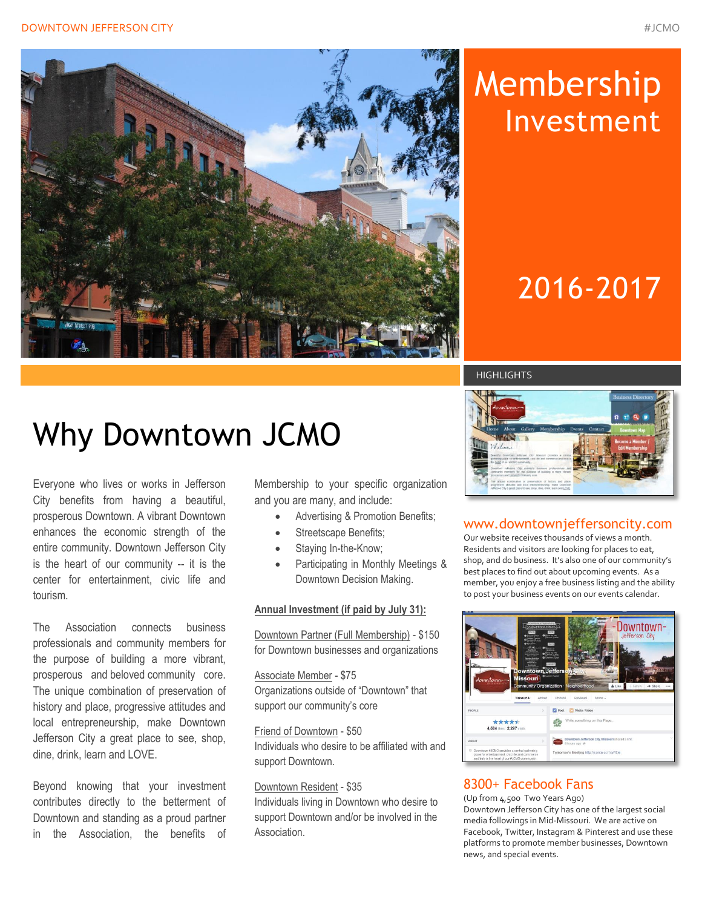# Membership Investment

## 2016-2017

# Why Downtown JCMO

Everyone who lives or works in Jefferson City benefits from having a beautiful, prosperous Downtown. A vibrant Downtown enhances the economic strength of the entire community. Downtown Jefferson City is the heart of our community -- it is the center for entertainment, civic life and tourism.

The Association connects business professionals and community members for the purpose of building a more vibrant, prosperous and beloved community core. The unique combination of preservation of history and place, progressive attitudes and local entrepreneurship, make Downtown Jefferson City a great place to see, shop, dine, drink, learn and LOVE.

Beyond knowing that your investment contributes directly to the betterment of Downtown and standing as a proud partner in the Association, the benefits of Membership to your specific organization and you are many, and include:

- Advertising & Promotion Benefits;
- Streetscape Benefits;
- Staying In-the-Know;
- Participating in Monthly Meetings & Downtown Decision Making.

**Annual Investment (if paid by July 31):**

Downtown Partner (Full Membership) - $150
for Downtown businesses and organizations

Associate Member - $75
Organizations outside of "Downtown" that support our community's core

Friend of Downtown - $50
Individuals who desire to be affiliated with and support Downtown.

Downtown Resident - $35
Individuals living in Downtown who desire to support Downtown and/or be involved in the Association.

## HIGHLIGHTS

### www.downtownjeffersoncity.com

Our website receives thousands of views a month. Residents and visitors are looking for places to eat, shop, and do business. It's also one of our community's best places to find out about upcoming events. As a member, you enjoy a free business listing and the ability to post your business events on our events calendar.

### 8300+ Facebook Fans

(Up from 4,500 Two Years Ago)
Downtown Jefferson City has one of the largest social media followings in Mid-Missouri. We are active on Facebook, Twitter, Instagram & Pinterest and use these platforms to promote member businesses, Downtown news, and special events.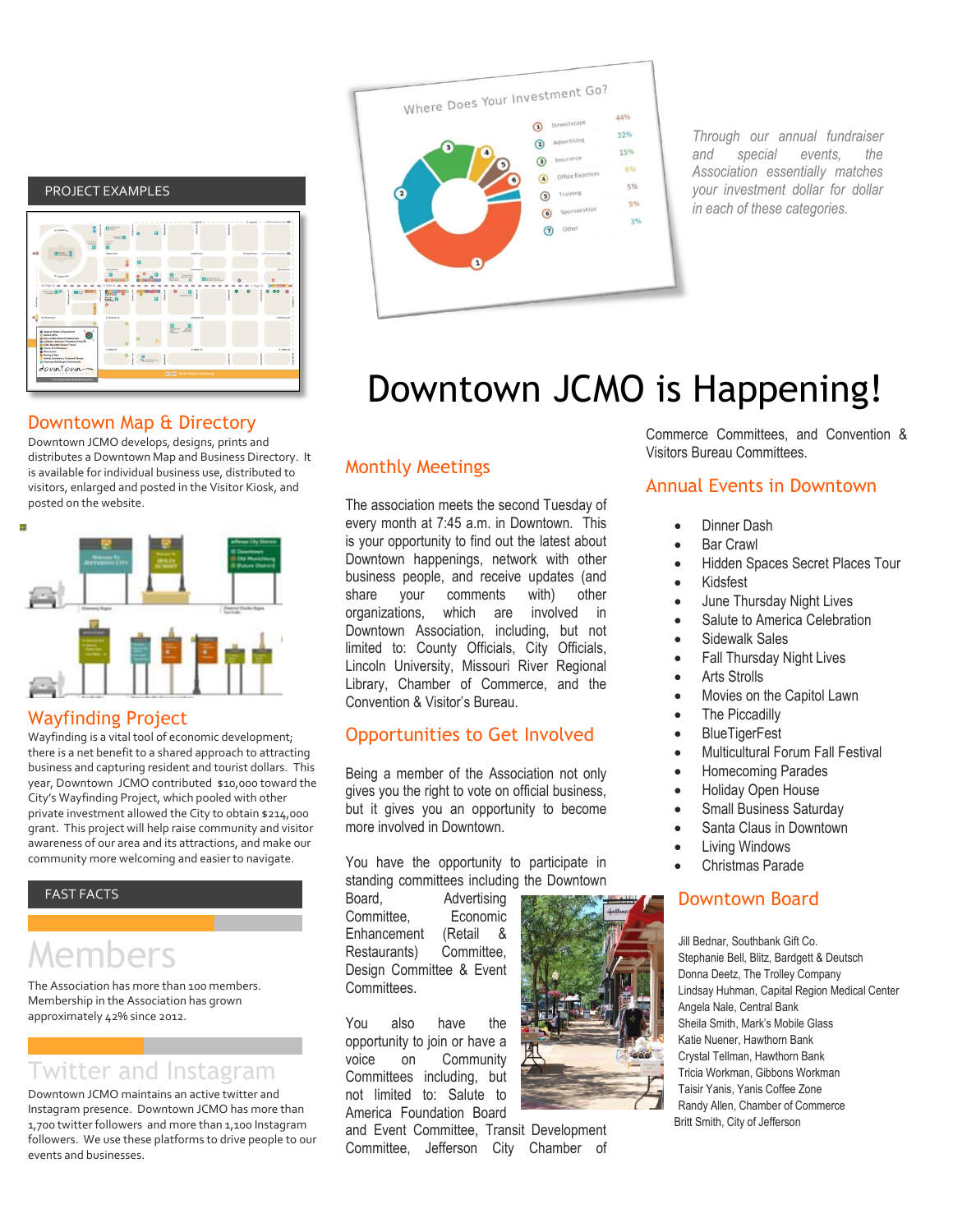## PROJECT EXAMPLES

### Downtown Map & Directory

Downtown JCMO develops, designs, prints and distributes a Downtown Map and Business Directory. It is available for individual business use, distributed to visitors, enlarged and posted in the Visitor Kiosk, and posted on the website.

### Wayfinding Project

Wayfinding is a vital tool of economic development; there is a net benefit to a shared approach to attracting business and capturing resident and tourist dollars. This year, Downtown JCMO contributed $10,000 toward the City's Wayfinding Project, which pooled with other private investment allowed the City to obtain $214,000 grant. This project will help raise community and visitor awareness of our area and its attractions, and make our community more welcoming and easier to navigate.

## FAST FACTS

### Members

The Association has more than 100 members. Membership in the Association has grown approximately 42% since 2012.

### Twitter and Instagram

Downtown JCMO maintains an active twitter and Instagram presence. Downtown JCMO has more than 1,700 twitter followers and more than 1,100 Instagram followers. We use these platforms to drive people to our events and businesses.

Where Does Your Investment Go?

1 Streetscape 44%
2 Advertising 22%
3 Insurance 15%
4 Office Expenses 6%
5 Training 5%
6 Sponsorships 5%
7 Other 3%

*Through our annual fundraiser and special events, the Association essentially matches your investment dollar for dollar in each of these categories.*

# Downtown JCMO is Happening!

### Monthly Meetings

The association meets the second Tuesday of every month at 7:45 a.m. in Downtown. This is your opportunity to find out the latest about Downtown happenings, network with other business people, and receive updates (and share your comments with) other organizations, which are involved in Downtown Association, including, but not limited to: County Officials, City Officials, Lincoln University, Missouri River Regional Library, Chamber of Commerce, and the Convention & Visitor's Bureau.

### Opportunities to Get Involved

Being a member of the Association not only gives you the right to vote on official business, but it gives you an opportunity to become more involved in Downtown.

You have the opportunity to participate in standing committees including the Downtown Board, Advertising Committee, Economic Enhancement (Retail & Restaurants) Committee, Design Committee & Event Committees.

You also have the opportunity to join or have a voice on Community Committees including, but not limited to: Salute to America Foundation Board and Event Committee, Transit Development Committee, Jefferson City Chamber of Commerce Committees, and Convention & Visitors Bureau Committees.

### Annual Events in Downtown

- Dinner Dash
- Bar Crawl
- Hidden Spaces Secret Places Tour
- Kidsfest
- June Thursday Night Lives
- Salute to America Celebration
- Sidewalk Sales
- Fall Thursday Night Lives
- Arts Strolls
- Movies on the Capitol Lawn
- The Piccadilly
- BlueTigerFest
- Multicultural Forum Fall Festival
- Homecoming Parades
- Holiday Open House
- Small Business Saturday
- Santa Claus in Downtown
- Living Windows
- Christmas Parade

### Downtown Board

Jill Bednar, Southbank Gift Co.
Stephanie Bell, Blitz, Bardgett & Deutsch
Donna Deetz, The Trolley Company
Lindsay Huhman, Capital Region Medical Center
Angela Nale, Central Bank
Sheila Smith, Mark's Mobile Glass
Katie Nuener, Hawthorn Bank
Crystal Tellman, Hawthorn Bank
Tricia Workman, Gibbons Workman
Taisir Yanis, Yanis Coffee Zone
Randy Allen, Chamber of Commerce
Britt Smith, City of Jefferson